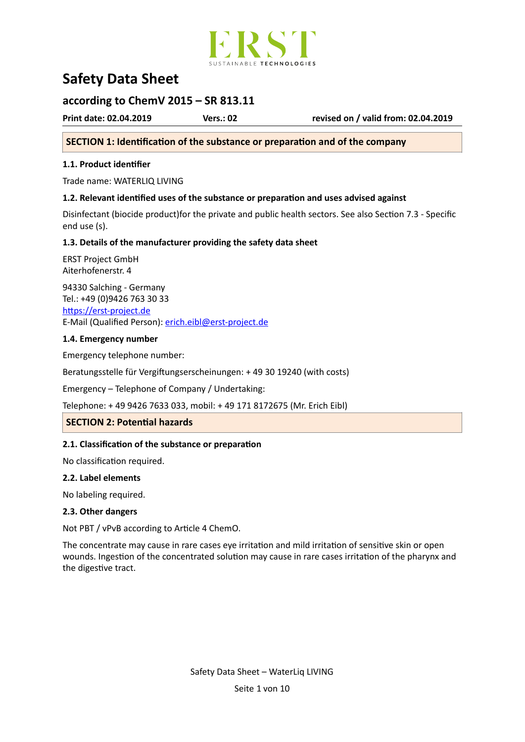ERST
SUSTAINABLE TECHNOLOGIES

# Safety Data Sheet

## according to ChemV 2015 – SR 813.11

**Print date: 02.04.2019** **Vers.: 02** **revised on / valid from: 02.04.2019**

## SECTION 1: Identification of the substance or preparation and of the company

### 1.1. Product identifier

Trade name: WATERLIQ LIVING

### 1.2. Relevant identified uses of the substance or preparation and uses advised against

Disinfectant (biocide product)for the private and public health sectors. See also Section 7.3 - Specific end use (s).

### 1.3. Details of the manufacturer providing the safety data sheet

ERST Project GmbH
Aiterhofenerstr. 4

94330 Salching - Germany
Tel.: +49 (0)9426 763 30 33
https://erst-project.de
E-Mail (Qualified Person): erich.eibl@erst-project.de

### 1.4. Emergency number

Emergency telephone number:

Beratungsstelle für Vergiftungserscheinungen: + 49 30 19240 (with costs)

Emergency – Telephone of Company / Undertaking:

Telephone: + 49 9426 7633 033, mobil: + 49 171 8172675 (Mr. Erich Eibl)

## SECTION 2: Potential hazards

### 2.1. Classification of the substance or preparation

No classification required.

### 2.2. Label elements

No labeling required.

### 2.3. Other dangers

Not PBT / vPvB according to Article 4 ChemO.

The concentrate may cause in rare cases eye irritation and mild irritation of sensitive skin or open wounds. Ingestion of the concentrated solution may cause in rare cases irritation of the pharynx and the digestive tract.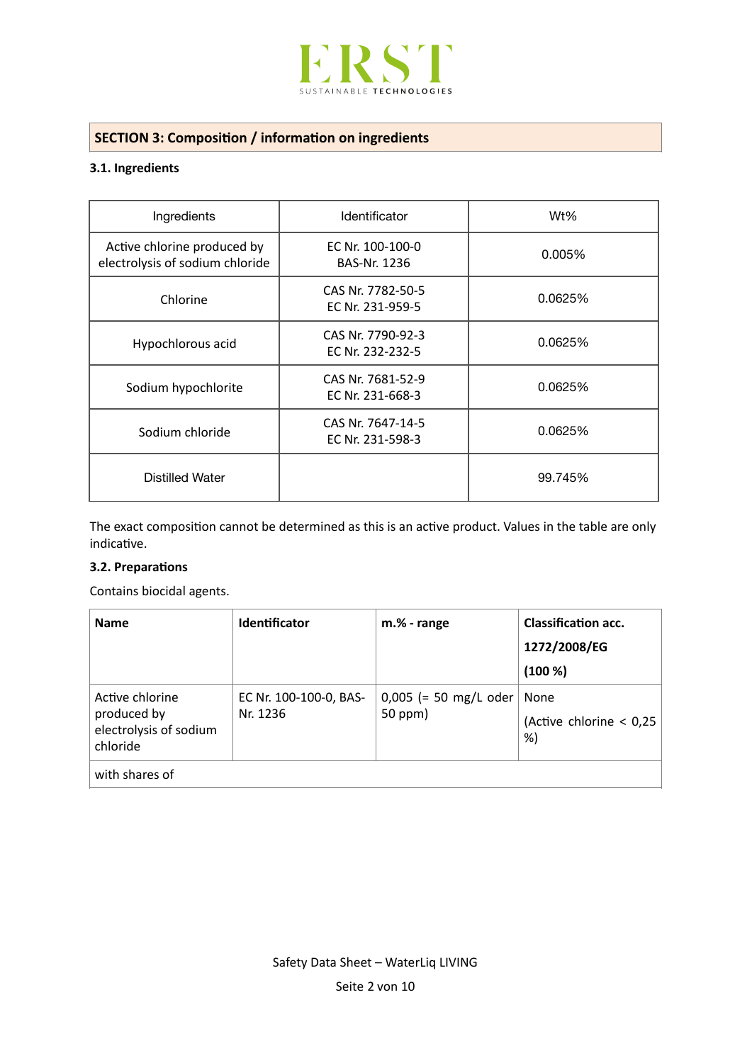## SECTION 3: Composition / information on ingredients

### 3.1. Ingredients

| Ingredients | Identificator | Wt% |
|---|---|---|
| Active chlorine produced by electrolysis of sodium chloride | EC Nr. 100-100-0<br>BAS-Nr. 1236 | 0.005% |
| Chlorine | CAS Nr. 7782-50-5<br>EC Nr. 231-959-5 | 0.0625% |
| Hypochlorous acid | CAS Nr. 7790-92-3<br>EC Nr. 232-232-5 | 0.0625% |
| Sodium hypochlorite | CAS Nr. 7681-52-9<br>EC Nr. 231-668-3 | 0.0625% |
| Sodium chloride | CAS Nr. 7647-14-5<br>EC Nr. 231-598-3 | 0.0625% |
| Distilled Water | | 99.745% |

The exact composition cannot be determined as this is an active product. Values in the table are only indicative.

### 3.2. Preparations

Contains biocidal agents.

| **Name** | **Identificator** | **m.% - range** | **Classification acc. 1272/2008/EG (100 %)** |
|---|---|---|---|
| Active chlorine produced by electrolysis of sodium chloride | EC Nr. 100-100-0, BAS-Nr. 1236 | 0,005 (= 50 mg/L oder 50 ppm) | None<br>(Active chlorine < 0,25 %) |
| with shares of | | | |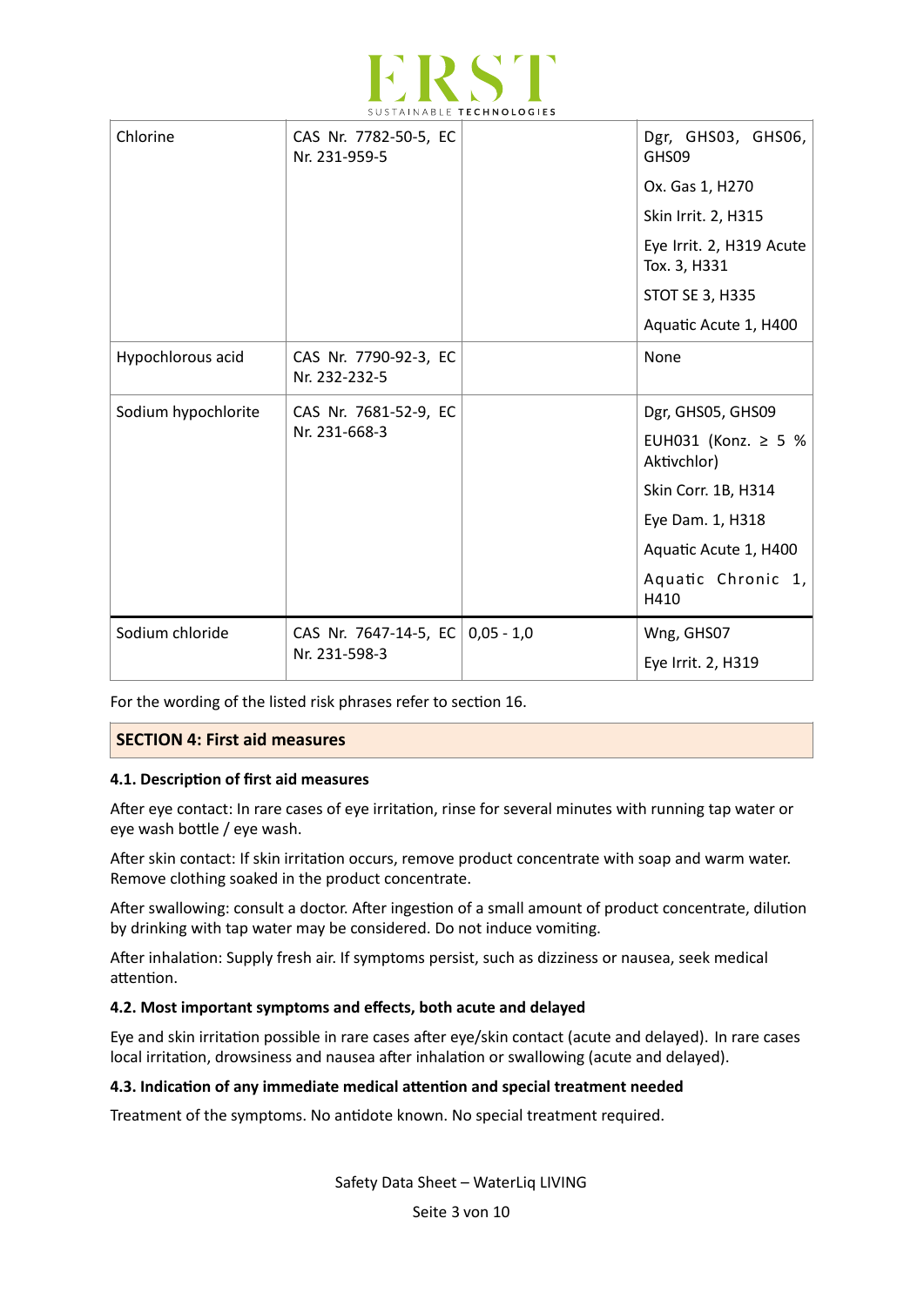| | | | |
|---|---|---|---|
| Chlorine | CAS Nr. 7782-50-5, EC Nr. 231-959-5 | | Dgr, GHS03, GHS06, GHS09<br>Ox. Gas 1, H270<br>Skin Irrit. 2, H315<br>Eye Irrit. 2, H319 Acute Tox. 3, H331<br>STOT SE 3, H335<br>Aquatic Acute 1, H400 |
| Hypochlorous acid | CAS Nr. 7790-92-3, EC Nr. 232-232-5 | | None |
| Sodium hypochlorite | CAS Nr. 7681-52-9, EC Nr. 231-668-3 | | Dgr, GHS05, GHS09<br>EUH031 (Konz. ≥ 5 % Aktivchlor)<br>Skin Corr. 1B, H314<br>Eye Dam. 1, H318<br>Aquatic Acute 1, H400<br>Aquatic Chronic 1, H410 |
| Sodium chloride | CAS Nr. 7647-14-5, EC Nr. 231-598-3 | 0,05 - 1,0 | Wng, GHS07<br>Eye Irrit. 2, H319 |

For the wording of the listed risk phrases refer to section 16.

## SECTION 4: First aid measures

### 4.1. Description of first aid measures

After eye contact: In rare cases of eye irritation, rinse for several minutes with running tap water or eye wash bottle / eye wash.

After skin contact: If skin irritation occurs, remove product concentrate with soap and warm water. Remove clothing soaked in the product concentrate.

After swallowing: consult a doctor. After ingestion of a small amount of product concentrate, dilution by drinking with tap water may be considered. Do not induce vomiting.

After inhalation: Supply fresh air. If symptoms persist, such as dizziness or nausea, seek medical attention.

### 4.2. Most important symptoms and effects, both acute and delayed

Eye and skin irritation possible in rare cases after eye/skin contact (acute and delayed). In rare cases local irritation, drowsiness and nausea after inhalation or swallowing (acute and delayed).

### 4.3. Indication of any immediate medical attention and special treatment needed

Treatment of the symptoms. No antidote known. No special treatment required.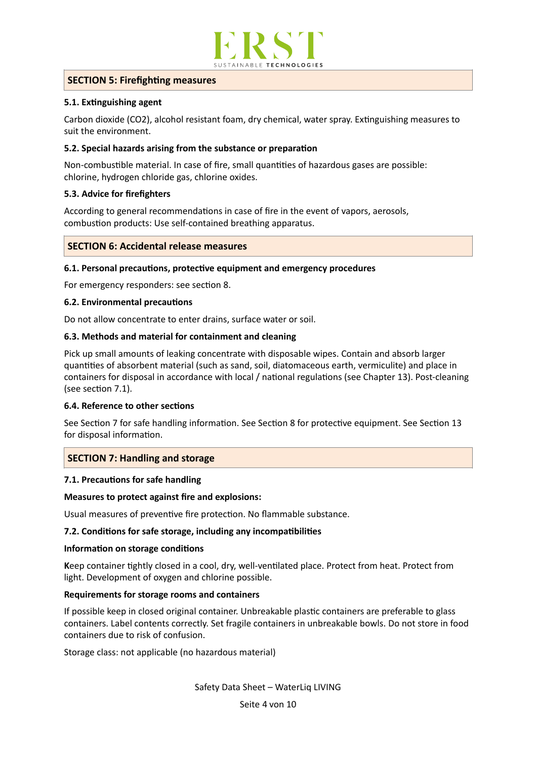## SECTION 5: Firefighting measures

### 5.1. Extinguishing agent

Carbon dioxide ($CO_2$), alcohol resistant foam, dry chemical, water spray. Extinguishing measures to suit the environment.

### 5.2. Special hazards arising from the substance or preparation

Non-combustible material. In case of fire, small quantities of hazardous gases are possible: chlorine, hydrogen chloride gas, chlorine oxides.

### 5.3. Advice for firefighters

According to general recommendations in case of fire in the event of vapors, aerosols, combustion products: Use self-contained breathing apparatus.

## SECTION 6: Accidental release measures

### 6.1. Personal precautions, protective equipment and emergency procedures

For emergency responders: see section 8.

### 6.2. Environmental precautions

Do not allow concentrate to enter drains, surface water or soil.

### 6.3. Methods and material for containment and cleaning

Pick up small amounts of leaking concentrate with disposable wipes. Contain and absorb larger quantities of absorbent material (such as sand, soil, diatomaceous earth, vermiculite) and place in containers for disposal in accordance with local / national regulations (see Chapter 13). Post-cleaning (see section 7.1).

### 6.4. Reference to other sections

See Section 7 for safe handling information. See Section 8 for protective equipment. See Section 13 for disposal information.

## SECTION 7: Handling and storage

### 7.1. Precautions for safe handling

**Measures to protect against fire and explosions:**

Usual measures of preventive fire protection. No flammable substance.

### 7.2. Conditions for safe storage, including any incompatibilities

**Information on storage conditions**

Keep container tightly closed in a cool, dry, well-ventilated place. Protect from heat. Protect from light. Development of oxygen and chlorine possible.

**Requirements for storage rooms and containers**

If possible keep in closed original container. Unbreakable plastic containers are preferable to glass containers. Label contents correctly. Set fragile containers in unbreakable bowls. Do not store in food containers due to risk of confusion.

Storage class: not applicable (no hazardous material)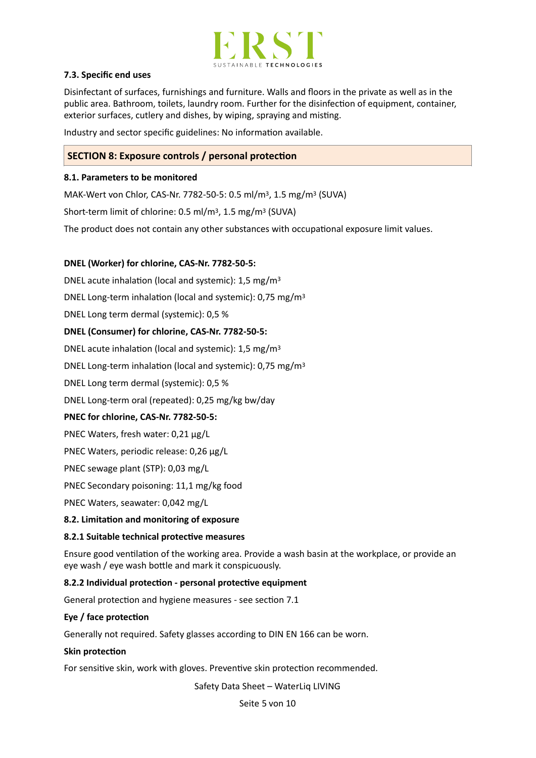### 7.3. Specific end uses

Disinfectant of surfaces, furnishings and furniture. Walls and floors in the private as well as in the public area. Bathroom, toilets, laundry room. Further for the disinfection of equipment, container, exterior surfaces, cutlery and dishes, by wiping, spraying and misting.

Industry and sector specific guidelines: No information available.

## SECTION 8: Exposure controls / personal protection

### 8.1. Parameters to be monitored

MAK-Wert von Chlor, CAS-Nr. 7782-50-5: 0.5 ml/m$^3$, 1.5 mg/m$^3$ (SUVA)

Short-term limit of chlorine: 0.5 ml/m$^3$, 1.5 mg/m$^3$ (SUVA)

The product does not contain any other substances with occupational exposure limit values.

**DNEL (Worker) for chlorine, CAS-Nr. 7782-50-5:**

DNEL acute inhalation (local and systemic): 1,5 mg/m$^3$

DNEL Long-term inhalation (local and systemic): 0,75 mg/m$^3$

DNEL Long term dermal (systemic): 0,5 %

**DNEL (Consumer) for chlorine, CAS-Nr. 7782-50-5:**

DNEL acute inhalation (local and systemic): 1,5 mg/m$^3$

DNEL Long-term inhalation (local and systemic): 0,75 mg/m$^3$

DNEL Long term dermal (systemic): 0,5 %

DNEL Long-term oral (repeated): 0,25 mg/kg bw/day

**PNEC for chlorine, CAS-Nr. 7782-50-5:**

PNEC Waters, fresh water: 0,21 µg/L

PNEC Waters, periodic release: 0,26 µg/L

PNEC sewage plant (STP): 0,03 mg/L

PNEC Secondary poisoning: 11,1 mg/kg food

PNEC Waters, seawater: 0,042 mg/L

### 8.2. Limitation and monitoring of exposure

#### 8.2.1 Suitable technical protective measures

Ensure good ventilation of the working area. Provide a wash basin at the workplace, or provide an eye wash / eye wash bottle and mark it conspicuously.

#### 8.2.2 Individual protection - personal protective equipment

General protection and hygiene measures - see section 7.1

**Eye / face protection**

Generally not required. Safety glasses according to DIN EN 166 can be worn.

**Skin protection**

For sensitive skin, work with gloves. Preventive skin protection recommended.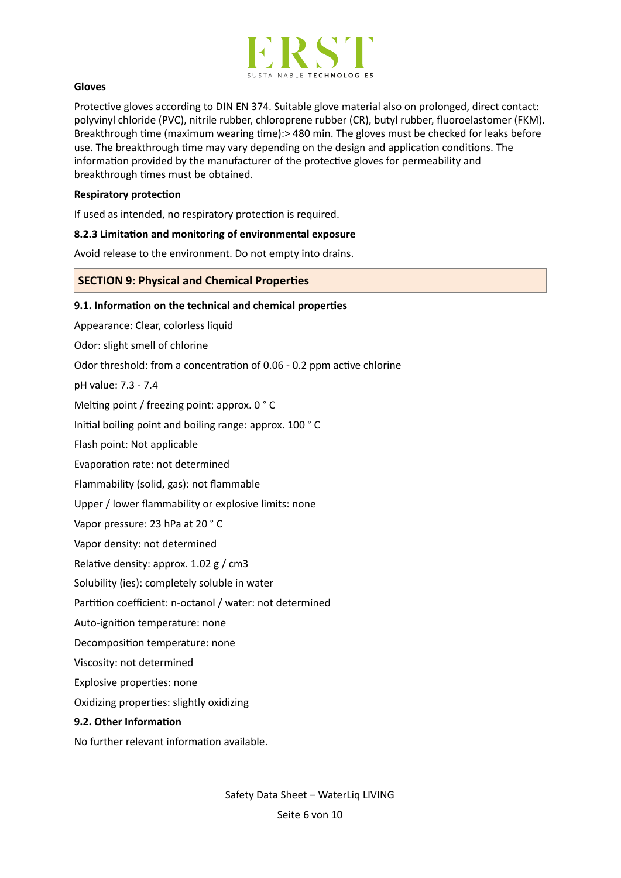**Gloves**

Protective gloves according to DIN EN 374. Suitable glove material also on prolonged, direct contact: polyvinyl chloride (PVC), nitrile rubber, chloroprene rubber (CR), butyl rubber, fluoroelastomer (FKM). Breakthrough time (maximum wearing time):> 480 min. The gloves must be checked for leaks before use. The breakthrough time may vary depending on the design and application conditions. The information provided by the manufacturer of the protective gloves for permeability and breakthrough times must be obtained.

**Respiratory protection**

If used as intended, no respiratory protection is required.

**8.2.3 Limitation and monitoring of environmental exposure**

Avoid release to the environment. Do not empty into drains.

## SECTION 9: Physical and Chemical Properties

**9.1. Information on the technical and chemical properties**

Appearance: Clear, colorless liquid

Odor: slight smell of chlorine

Odor threshold: from a concentration of 0.06 - 0.2 ppm active chlorine

pH value: 7.3 - 7.4

Melting point / freezing point: approx. 0 ° C

Initial boiling point and boiling range: approx. 100 ° C

Flash point: Not applicable

Evaporation rate: not determined

Flammability (solid, gas): not flammable

Upper / lower flammability or explosive limits: none

Vapor pressure: 23 hPa at 20 ° C

Vapor density: not determined

Relative density: approx. 1.02 g / cm3

Solubility (ies): completely soluble in water

Partition coefficient: n-octanol / water: not determined

Auto-ignition temperature: none

Decomposition temperature: none

Viscosity: not determined

Explosive properties: none

Oxidizing properties: slightly oxidizing

**9.2. Other Information**

No further relevant information available.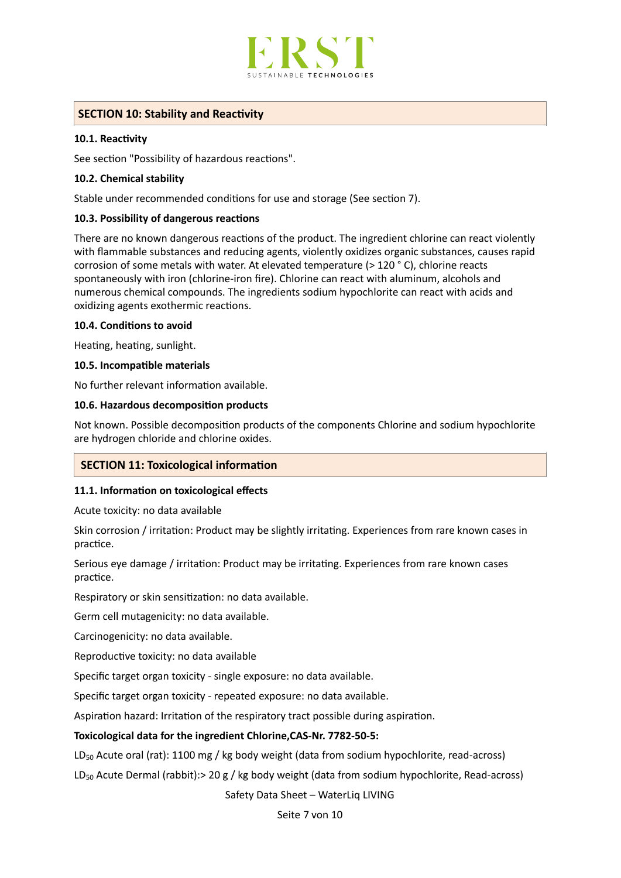## SECTION 10: Stability and Reactivity

### 10.1. Reactivity

See section "Possibility of hazardous reactions".

### 10.2. Chemical stability

Stable under recommended conditions for use and storage (See section 7).

### 10.3. Possibility of dangerous reactions

There are no known dangerous reactions of the product. The ingredient chlorine can react violently with flammable substances and reducing agents, violently oxidizes organic substances, causes rapid corrosion of some metals with water. At elevated temperature (> 120 ° C), chlorine reacts spontaneously with iron (chlorine-iron fire). Chlorine can react with aluminum, alcohols and numerous chemical compounds. The ingredients sodium hypochlorite can react with acids and oxidizing agents exothermic reactions.

### 10.4. Conditions to avoid

Heating, heating, sunlight.

### 10.5. Incompatible materials

No further relevant information available.

### 10.6. Hazardous decomposition products

Not known. Possible decomposition products of the components Chlorine and sodium hypochlorite are hydrogen chloride and chlorine oxides.

## SECTION 11: Toxicological information

### 11.1. Information on toxicological effects

Acute toxicity: no data available

Skin corrosion / irritation: Product may be slightly irritating. Experiences from rare known cases in practice.

Serious eye damage / irritation: Product may be irritating. Experiences from rare known cases practice.

Respiratory or skin sensitization: no data available.

Germ cell mutagenicity: no data available.

Carcinogenicity: no data available.

Reproductive toxicity: no data available

Specific target organ toxicity - single exposure: no data available.

Specific target organ toxicity - repeated exposure: no data available.

Aspiration hazard: Irritation of the respiratory tract possible during aspiration.

**Toxicological data for the ingredient Chlorine,CAS-Nr. 7782-50-5:**

$LD_{50}$ Acute oral (rat): 1100 mg / kg body weight (data from sodium hypochlorite, read-across)

$LD_{50}$ Acute Dermal (rabbit):> 20 g / kg body weight (data from sodium hypochlorite, Read-across)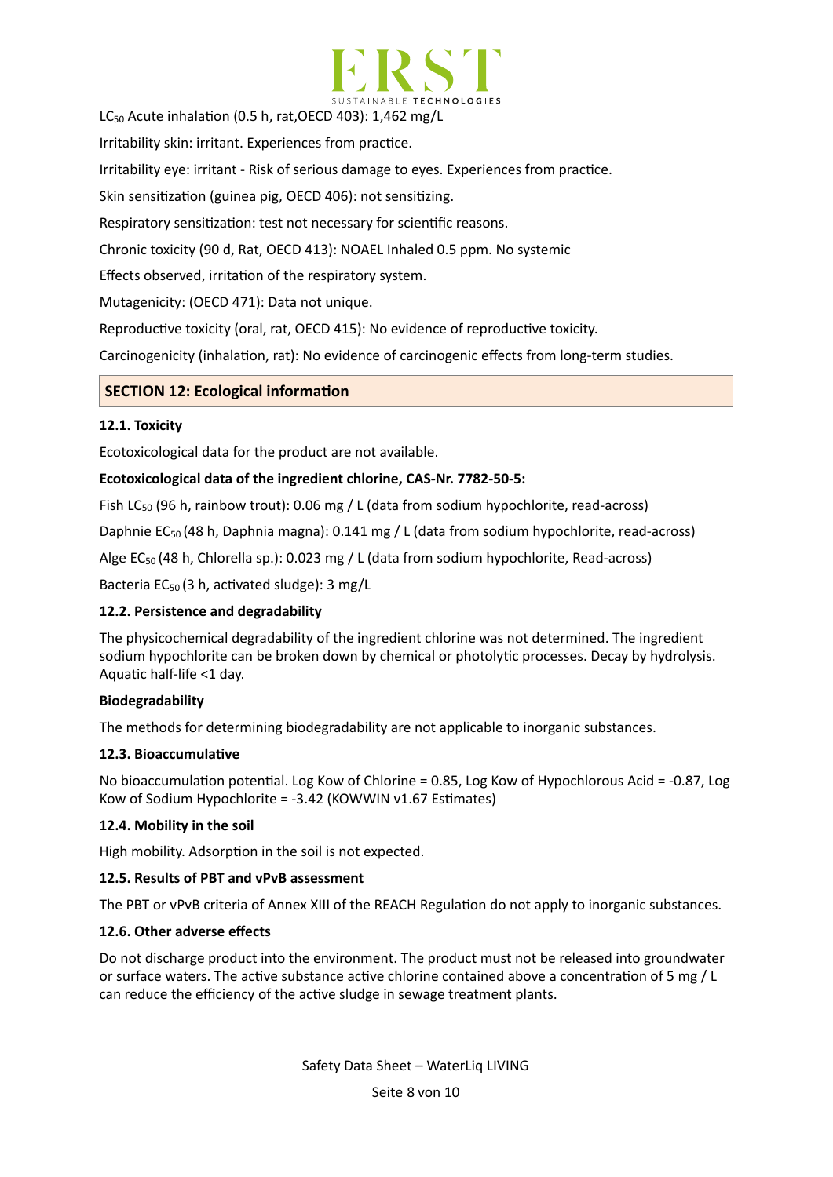$LC_{50}$ Acute inhalation (0.5 h, rat,OECD 403): 1,462 mg/L

Irritability skin: irritant. Experiences from practice.

Irritability eye: irritant - Risk of serious damage to eyes. Experiences from practice.

Skin sensitization (guinea pig, OECD 406): not sensitizing.

Respiratory sensitization: test not necessary for scientific reasons.

Chronic toxicity (90 d, Rat, OECD 413): NOAEL Inhaled 0.5 ppm. No systemic

Effects observed, irritation of the respiratory system.

Mutagenicity: (OECD 471): Data not unique.

Reproductive toxicity (oral, rat, OECD 415): No evidence of reproductive toxicity.

Carcinogenicity (inhalation, rat): No evidence of carcinogenic effects from long-term studies.

## SECTION 12: Ecological information

### 12.1. Toxicity

Ecotoxicological data for the product are not available.

**Ecotoxicological data of the ingredient chlorine, CAS-Nr. 7782-50-5:**

Fish $LC_{50}$ (96 h, rainbow trout): 0.06 mg / L (data from sodium hypochlorite, read-across)

Daphnie $EC_{50}$ (48 h, Daphnia magna): 0.141 mg / L (data from sodium hypochlorite, read-across)

Alge $EC_{50}$ (48 h, Chlorella sp.): 0.023 mg / L (data from sodium hypochlorite, Read-across)

Bacteria $EC_{50}$ (3 h, activated sludge): 3 mg/L

### 12.2. Persistence and degradability

The physicochemical degradability of the ingredient chlorine was not determined. The ingredient sodium hypochlorite can be broken down by chemical or photolytic processes. Decay by hydrolysis. Aquatic half-life <1 day.

**Biodegradability**

The methods for determining biodegradability are not applicable to inorganic substances.

### 12.3. Bioaccumulative

No bioaccumulation potential. Log Kow of Chlorine = 0.85, Log Kow of Hypochlorous Acid = -0.87, Log Kow of Sodium Hypochlorite = -3.42 (KOWWIN v1.67 Estimates)

### 12.4. Mobility in the soil

High mobility. Adsorption in the soil is not expected.

### 12.5. Results of PBT and vPvB assessment

The PBT or vPvB criteria of Annex XIII of the REACH Regulation do not apply to inorganic substances.

### 12.6. Other adverse effects

Do not discharge product into the environment. The product must not be released into groundwater or surface waters. The active substance active chlorine contained above a concentration of 5 mg / L can reduce the efficiency of the active sludge in sewage treatment plants.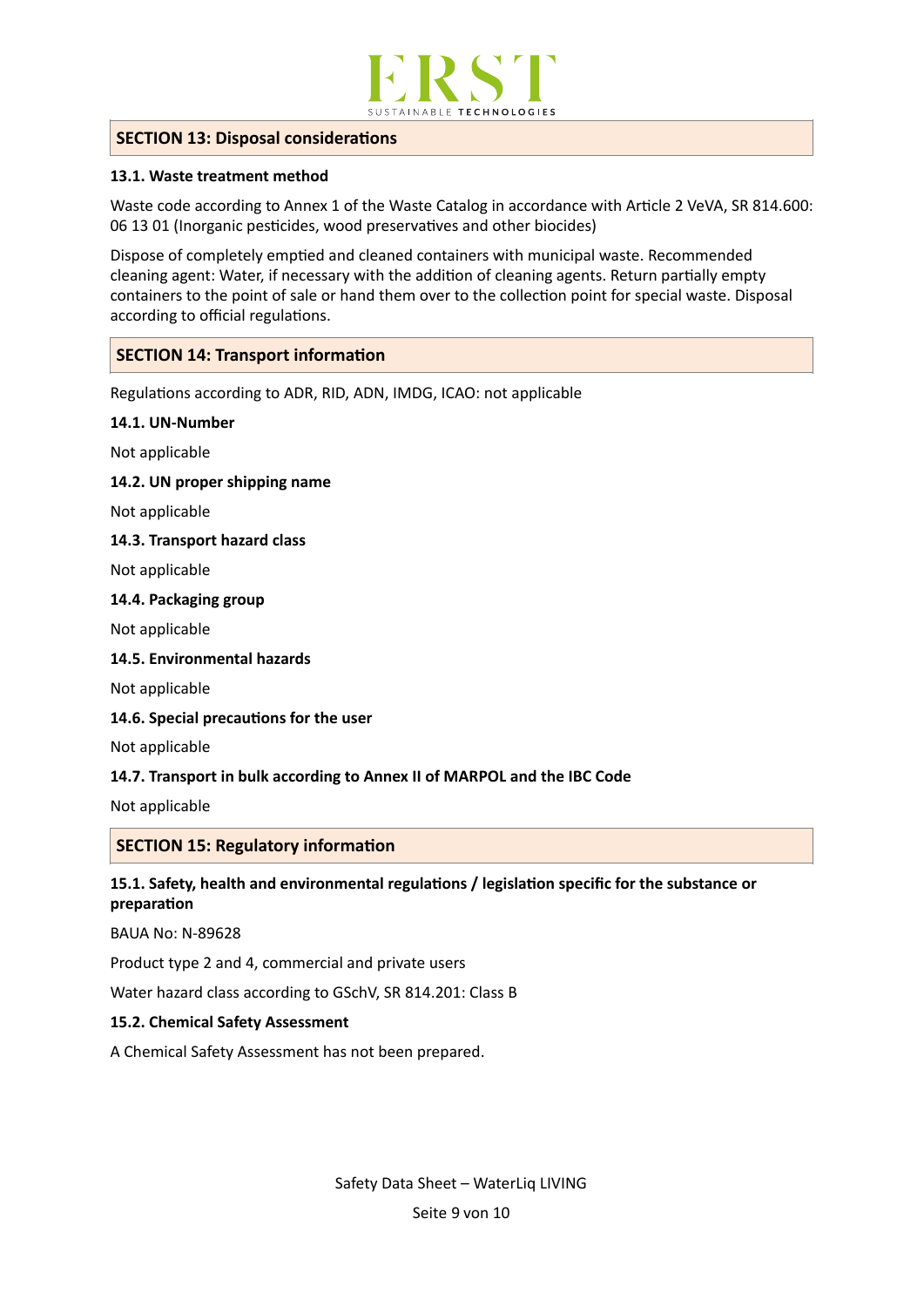## SECTION 13: Disposal considerations

### 13.1. Waste treatment method

Waste code according to Annex 1 of the Waste Catalog in accordance with Article 2 VeVA, SR 814.600: 06 13 01 (Inorganic pesticides, wood preservatives and other biocides)

Dispose of completely emptied and cleaned containers with municipal waste. Recommended cleaning agent: Water, if necessary with the addition of cleaning agents. Return partially empty containers to the point of sale or hand them over to the collection point for special waste. Disposal according to official regulations.

## SECTION 14: Transport information

Regulations according to ADR, RID, ADN, IMDG, ICAO: not applicable

### 14.1. UN-Number

Not applicable

### 14.2. UN proper shipping name

Not applicable

### 14.3. Transport hazard class

Not applicable

### 14.4. Packaging group

Not applicable

### 14.5. Environmental hazards

Not applicable

### 14.6. Special precautions for the user

Not applicable

### 14.7. Transport in bulk according to Annex II of MARPOL and the IBC Code

Not applicable

## SECTION 15: Regulatory information

### 15.1. Safety, health and environmental regulations / legislation specific for the substance or preparation

BAUA No: N-89628

Product type 2 and 4, commercial and private users

Water hazard class according to GSchV, SR 814.201: Class B

### 15.2. Chemical Safety Assessment

A Chemical Safety Assessment has not been prepared.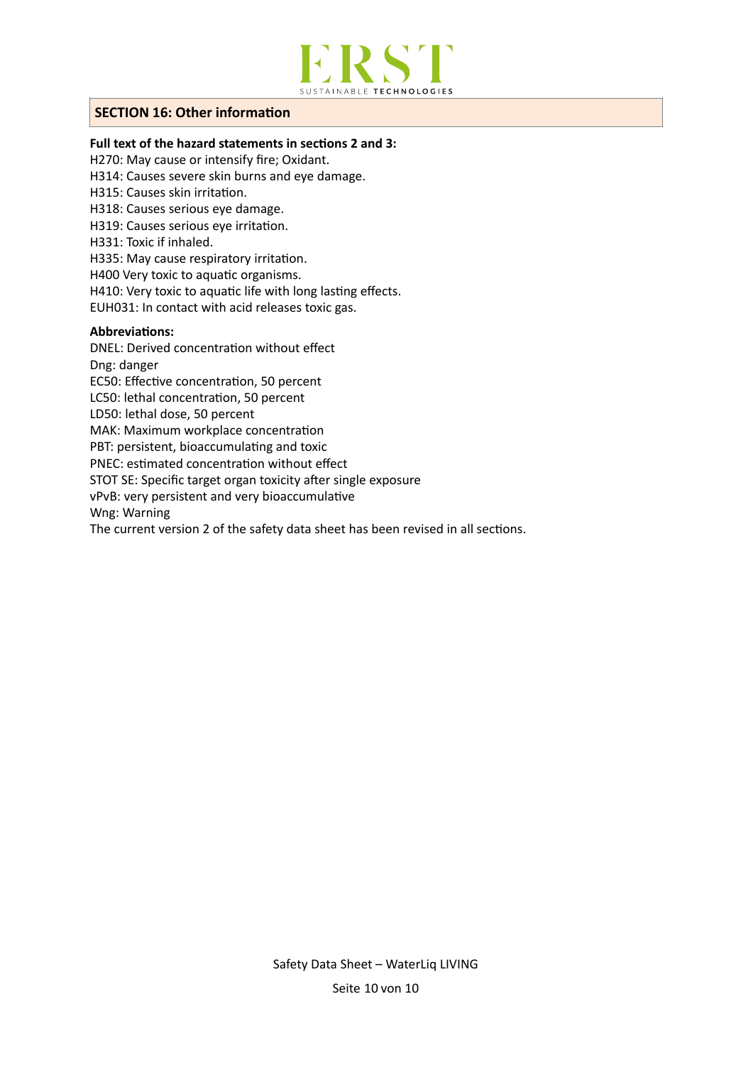## SECTION 16: Other information

**Full text of the hazard statements in sections 2 and 3:**

H270: May cause or intensify fire; Oxidant.
H314: Causes severe skin burns and eye damage.
H315: Causes skin irritation.
H318: Causes serious eye damage.
H319: Causes serious eye irritation.
H331: Toxic if inhaled.
H335: May cause respiratory irritation.
H400 Very toxic to aquatic organisms.
H410: Very toxic to aquatic life with long lasting effects.
EUH031: In contact with acid releases toxic gas.

**Abbreviations:**

DNEL: Derived concentration without effect
Dng: danger
EC50: Effective concentration, 50 percent
LC50: lethal concentration, 50 percent
LD50: lethal dose, 50 percent
MAK: Maximum workplace concentration
PBT: persistent, bioaccumulating and toxic
PNEC: estimated concentration without effect
STOT SE: Specific target organ toxicity after single exposure
vPvB: very persistent and very bioaccumulative
Wng: Warning
The current version 2 of the safety data sheet has been revised in all sections.